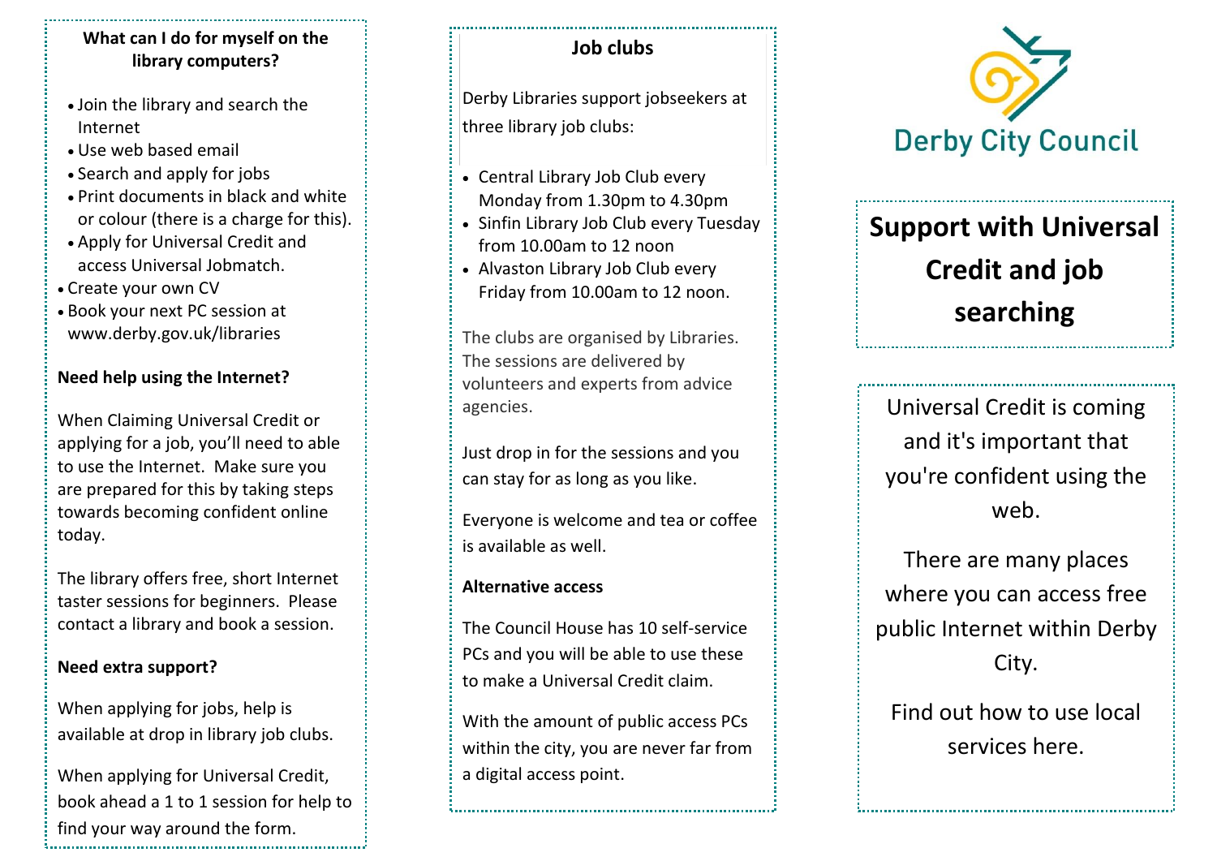## What can I do for myself on the library computers?

- Join the library and search the Internet
- Use web based email
- Search and apply for jobs
- Print documents in black and white or colour (there is a charge for this).
- Apply for Universal Credit and access Universal Jobmatch.
- Create your own CV
- Book your next PC session at www.derby.gov.uk/libraries

### Need help using the Internet?

When Claiming Universal Credit or applying for a job, you'll need to able to use the Internet. Make sure you are prepared for this by taking steps towards becoming confident online today.

The library offers free, short Internet taster sessions for beginners. Please contact a library and book a session.

### Need extra support?

When applying for jobs, help is available at drop in library job clubs.

When applying for Universal Credit, book ahead a 1 to 1 session for help to find your way around the form.

## Job clubs

Derby Libraries support jobseekers at three library job clubs:

- Central Library Job Club every Monday from 1.30pm to 4.30pm
- Sinfin Library Job Club every Tuesday from 10.00am to 12 noon
- Alvaston Library Job Club every Friday from 10.00am to 12 noon.

The clubs are organised by Libraries. The sessions are delivered by volunteers and experts from advice agencies.

Just drop in for the sessions and you can stay for as long as you like.

Everyone is welcome and tea or coffee is available as well.

### Alternative access

The Council House has 10 self-service PCs and you will be able to use these to make a Universal Credit claim.

With the amount of public access PCs within the city, you are never far from a digital access point.

Derby City Council

# Support with Universal Credit and job searching

Universal Credit is coming and it's important that you're confident using the web.

There are many places where you can access free public Internet within Derby City.

Find out how to use local services here.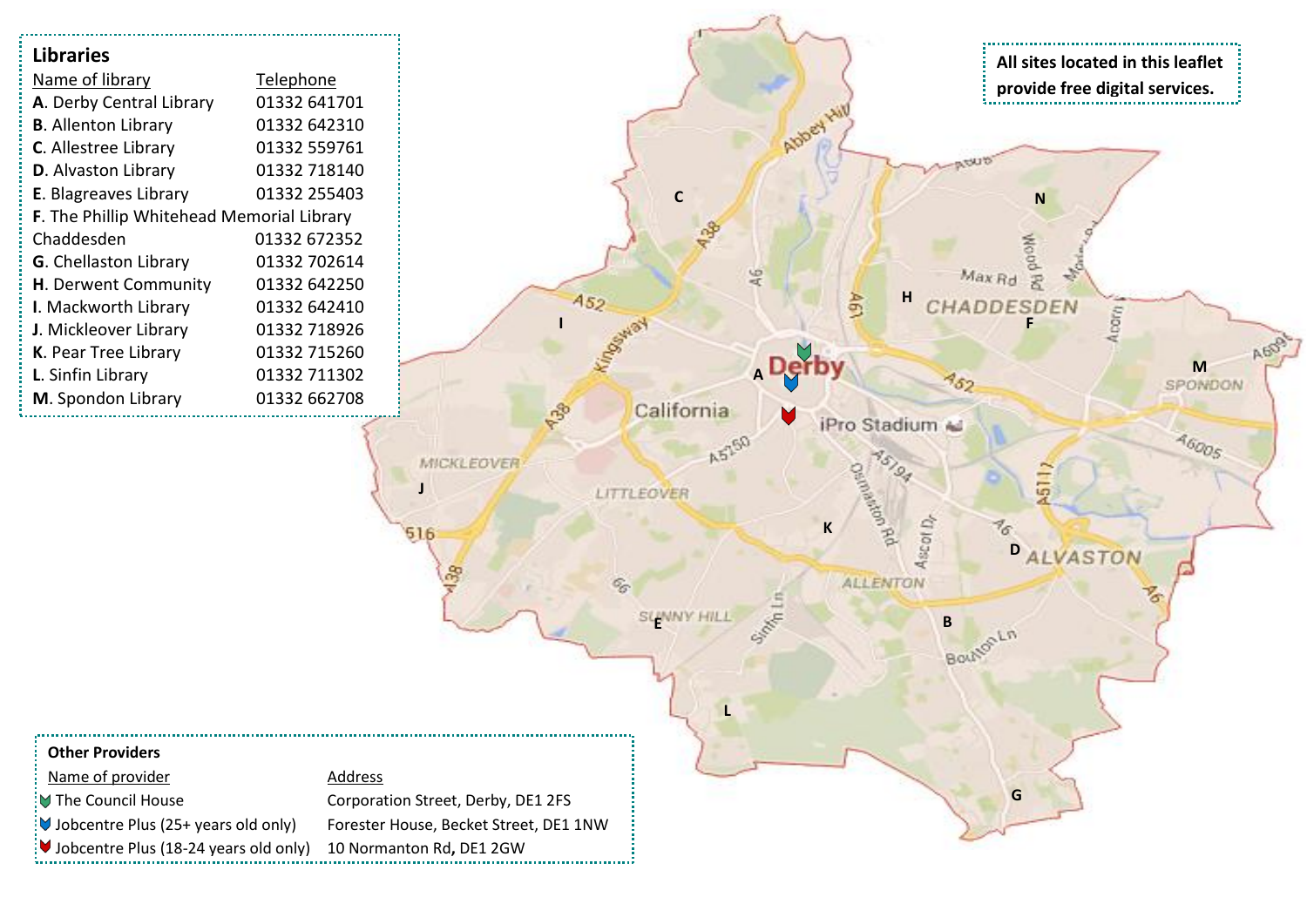## Libraries

| Name of library | Telephone |
|---|---|
| **A**. Derby Central Library | 01332 641701 |
| **B**. Allenton Library | 01332 642310 |
| **C**. Allestree Library | 01332 559761 |
| **D**. Alvaston Library | 01332 718140 |
| **E**. Blagreaves Library | 01332 255403 |
| **F**. The Phillip Whitehead Memorial Library Chaddesden | 01332 672352 |
| **G**. Chellaston Library | 01332 702614 |
| **H**. Derwent Community | 01332 642250 |
| **I**. Mackworth Library | 01332 642410 |
| **J**. Mickleover Library | 01332 718926 |
| **K**. Pear Tree Library | 01332 715260 |
| **L**. Sinfin Library | 01332 711302 |
| **M**. Spondon Library | 01332 662708 |

**All sites located in this leaflet provide free digital services.**

### Other Providers

| Name of provider | Address |
|---|---|
| The Council House | Corporation Street, Derby, DE1 2FS |
| Jobcentre Plus (25+ years old only) | Forester House, Becket Street, DE1 1NW |
| Jobcentre Plus (18-24 years old only) | 10 Normanton Rd**,** DE1 2GW |